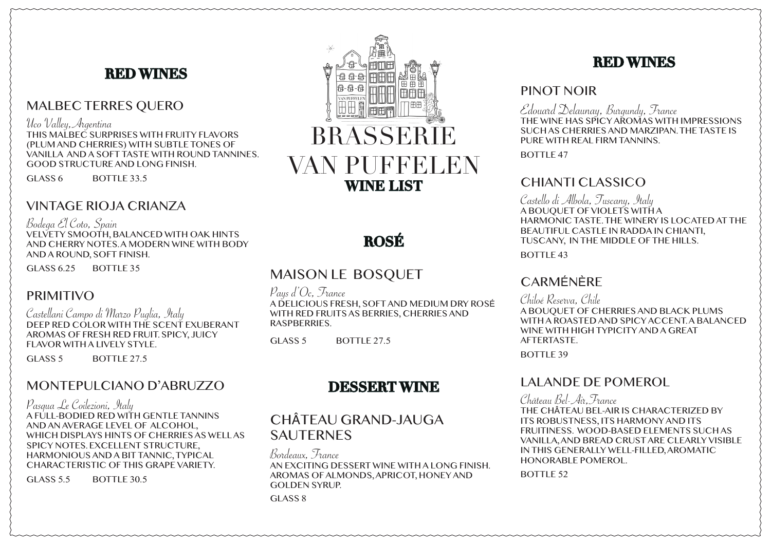# BRASSERIE VAN PUFFELEN

## WINE LIST

## RED WINES

### MALBEC TERRES QUERO

*Uco Valley, Argentina*

THIS MALBEC SURPRISES WITH FRUITY FLAVORS (PLUM AND CHERRIES) WITH SUBTLE TONES OF VANILLA AND A SOFT TASTE WITH ROUND TANNINES. GOOD STRUCTURE AND LONG FINISH.

GLASS 6 BOTTLE 33.5

### VINTAGE RIOJA CRIANZA

*Bodega El Coto, Spain*

VELVETY SMOOTH, BALANCED WITH OAK HINTS AND CHERRY NOTES. A MODERN WINE WITH BODY AND A ROUND, SOFT FINISH.

GLASS 6.25 BOTTLE 35

### PRIMITIVO

*Castellani Campo di Marzo Puglia, Italy*

DEEP RED COLOR WITH THE SCENT EXUBERANT AROMAS OF FRESH RED FRUIT. SPICY, JUICY FLAVOR WITH A LIVELY STYLE.

GLASS 5 BOTTLE 27.5

### MONTEPULCIANO D'ABRUZZO

*Pasqua Le Coilezioni, Italy*

A FULL-BODIED RED WITH GENTLE TANNINS AND AN AVERAGE LEVEL OF ALCOHOL, WHICH DISPLAYS HINTS OF CHERRIES AS WELL AS SPICY NOTES. EXCELLENT STRUCTURE, HARMONIOUS AND A BIT TANNIC, TYPICAL CHARACTERISTIC OF THIS GRAPE VARIETY.

GLASS 5.5 BOTTLE 30.5

## ROSÉ

### MAISON LE BOSQUET

*Pays d'Oc, France*

A DELICIOUS FRESH, SOFT AND MEDIUM DRY ROSÉ WITH RED FRUITS AS BERRIES, CHERRIES AND RASPBERRIES.

GLASS 5 BOTTLE 27.5

## DESSERT WINE

### CHÂTEAU GRAND-JAUGA SAUTERNES

*Bordeaux, France*

AN EXCITING DESSERT WINE WITH A LONG FINISH. AROMAS OF ALMONDS, APRICOT, HONEY AND GOLDEN SYRUP.

GLASS 8

## RED WINES

### PINOT NOIR

*Edouard Delaunay, Burgundy, France*

THE WINE HAS SPICY AROMAS WITH IMPRESSIONS SUCH AS CHERRIES AND MARZIPAN. THE TASTE IS PURE WITH REAL FIRM TANNINS.

BOTTLE 47

### CHIANTI CLASSICO

*Castello di Albola, Tuscany, Italy*

A BOUQUET OF VIOLETS WITH A HARMONIC TASTE. THE WINERY IS LOCATED AT THE BEAUTIFUL CASTLE IN RADDA IN CHIANTI, TUSCANY, IN THE MIDDLE OF THE HILLS.

BOTTLE 43

### CARMÉNÈRE

*Chiloé Reserva, Chile*

A BOUQUET OF CHERRIES AND BLACK PLUMS WITH A ROASTED AND SPICY ACCENT. A BALANCED WINE WITH HIGH TYPICITY AND A GREAT AFTERTASTE.

BOTTLE 39

### LALANDE DE POMEROL

*Château Bel-Air, France*

THE CHÂTEAU BEL-AIR IS CHARACTERIZED BY ITS ROBUSTNESS, ITS HARMONY AND ITS FRUITINESS. WOOD-BASED ELEMENTS SUCH AS VANILLA, AND BREAD CRUST ARE CLEARLY VISIBLE IN THIS GENERALLY WELL-FILLED, AROMATIC HONORABLE POMEROL.

BOTTLE 52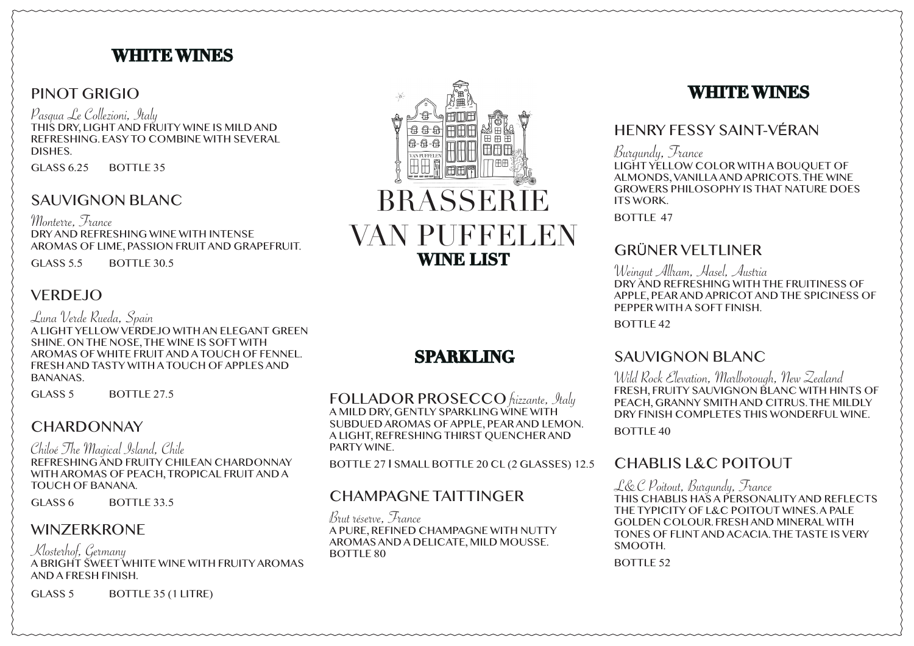# BRASSERIE VAN PUFFELEN

## WINE LIST

## WHITE WINES

### PINOT GRIGIO

*Pasqua Le Collezioni, Italy*

THIS DRY, LIGHT AND FRUITY WINE IS MILD AND REFRESHING. EASY TO COMBINE WITH SEVERAL DISHES.

GLASS 6.25 BOTTLE 35

### SAUVIGNON BLANC

*Monterre, France*

DRY AND REFRESHING WINE WITH INTENSE AROMAS OF LIME, PASSION FRUIT AND GRAPEFRUIT.

GLASS 5.5 BOTTLE 30.5

### VERDEJO

*Luna Verde Rueda, Spain*

A LIGHT YELLOW VERDEJO WITH AN ELEGANT GREEN SHINE. ON THE NOSE, THE WINE IS SOFT WITH AROMAS OF WHITE FRUIT AND A TOUCH OF FENNEL. FRESH AND TASTY WITH A TOUCH OF APPLES AND BANANAS.

GLASS 5 BOTTLE 27.5

### CHARDONNAY

*Chiloé The Magical Island, Chile*

REFRESHING AND FRUITY CHILEAN CHARDONNAY WITH AROMAS OF PEACH, TROPICAL FRUIT AND A TOUCH OF BANANA.

GLASS 6 BOTTLE 33.5

### WINZERKRONE

*Klosterhof, Germany*

A BRIGHT SWEET WHITE WINE WITH FRUITY AROMAS AND A FRESH FINISH.

GLASS 5 BOTTLE 35 (1 LITRE)

## SPARKLING

### FOLLADOR PROSECCO *frizzante, Italy*

A MILD DRY, GENTLY SPARKLING WINE WITH SUBDUED AROMAS OF APPLE, PEAR AND LEMON. A LIGHT, REFRESHING THIRST QUENCHER AND PARTY WINE.

BOTTLE 27 | SMALL BOTTLE 20 CL (2 GLASSES) 12.5

### CHAMPAGNE TAITTINGER

*Brut réserve, France*

A PURE, REFINED CHAMPAGNE WITH NUTTY AROMAS AND A DELICATE, MILD MOUSSE.

BOTTLE 80

## WHITE WINES

### HENRY FESSY SAINT-VÉRAN

*Burgundy, France*

LIGHT YELLOW COLOR WITH A BOUQUET OF ALMONDS, VANILLA AND APRICOTS. THE WINE GROWERS PHILOSOPHY IS THAT NATURE DOES ITS WORK.

BOTTLE 47

### GRÜNER VELTLINER

*Weingut Allram, Hasel, Austria*

DRY AND REFRESHING WITH THE FRUITINESS OF APPLE, PEAR AND APRICOT AND THE SPICINESS OF PEPPER WITH A SOFT FINISH.

BOTTLE 42

### SAUVIGNON BLANC

*Wild Rock Elevation, Marlborough, New Zealand*

FRESH, FRUITY SAUVIGNON BLANC WITH HINTS OF PEACH, GRANNY SMITH AND CITRUS. THE MILDLY DRY FINISH COMPLETES THIS WONDERFUL WINE.

BOTTLE 40

### CHABLIS L&C POITOUT

*L&C Poitout, Burgundy, France*

THIS CHABLIS HAS A PERSONALITY AND REFLECTS THE TYPICITY OF L&C POITOUT WINES. A PALE GOLDEN COLOUR. FRESH AND MINERAL WITH TONES OF FLINT AND ACACIA. THE TASTE IS VERY SMOOTH.

BOTTLE 52